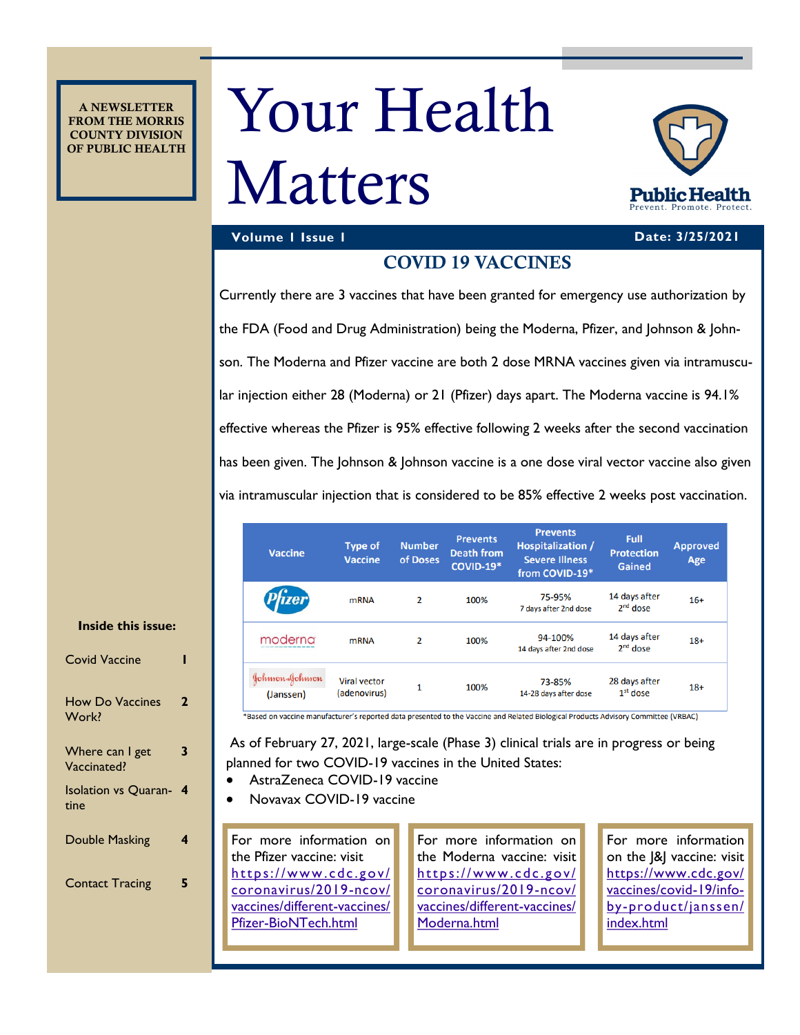A NEWSLETTER FROM THE MORRIS COUNTY DIVISION OF PUBLIC HEALTH

# Your Health Matters

Public Health
Prevent. Promote. Protect.

**Volume 1 Issue 1** **Date: 3/25/2021**

## COVID 19 VACCINES

Currently there are 3 vaccines that have been granted for emergency use authorization by the FDA (Food and Drug Administration) being the Moderna, Pfizer, and Johnson & Johnson. The Moderna and Pfizer vaccine are both 2 dose MRNA vaccines given via intramuscular injection either 28 (Moderna) or 21 (Pfizer) days apart. The Moderna vaccine is 94.1% effective whereas the Pfizer is 95% effective following 2 weeks after the second vaccination has been given. The Johnson & Johnson vaccine is a one dose viral vector vaccine also given via intramuscular injection that is considered to be 85% effective 2 weeks post vaccination.

| Vaccine | Type of Vaccine | Number of Doses | Prevents Death from COVID-19* | Prevents Hospitalization / Severe Illness from COVID-19* | Full Protection Gained | Approved Age |
|---|---|---|---|---|---|---|
| Pfizer | mRNA | 2 | 100% | 75-95% 7 days after 2nd dose | 14 days after 2nd dose | 16+ |
| moderna | mRNA | 2 | 100% | 94-100% 14 days after 2nd dose | 14 days after 2nd dose | 18+ |
| Johnson & Johnson (Janssen) | Viral vector (adenovirus) | 1 | 100% | 73-85% 14-28 days after dose | 28 days after 1st dose | 18+ |

*Based on vaccine manufacturer's reported data presented to the Vaccine and Related Biological Products Advisory Committee (VRBAC)

As of February 27, 2021, large-scale (Phase 3) clinical trials are in progress or being planned for two COVID-19 vaccines in the United States:

- AstraZeneca COVID-19 vaccine
- Novavax COVID-19 vaccine

For more information on the Pfizer vaccine: visit https://www.cdc.gov/coronavirus/2019-ncov/vaccines/different-vaccines/Pfizer-BioNTech.html

For more information on the Moderna vaccine: visit https://www.cdc.gov/coronavirus/2019-ncov/vaccines/different-vaccines/Moderna.html

For more information on the J&J vaccine: visit https://www.cdc.gov/vaccines/covid-19/info-by-product/janssen/index.html

**Inside this issue:**

| | |
|---|---|
| Covid Vaccine | 1 |
| How Do Vaccines Work? | 2 |
| Where can I get Vaccinated? | 3 |
| Isolation vs Quarantine | 4 |
| Double Masking | 4 |
| Contact Tracing | 5 |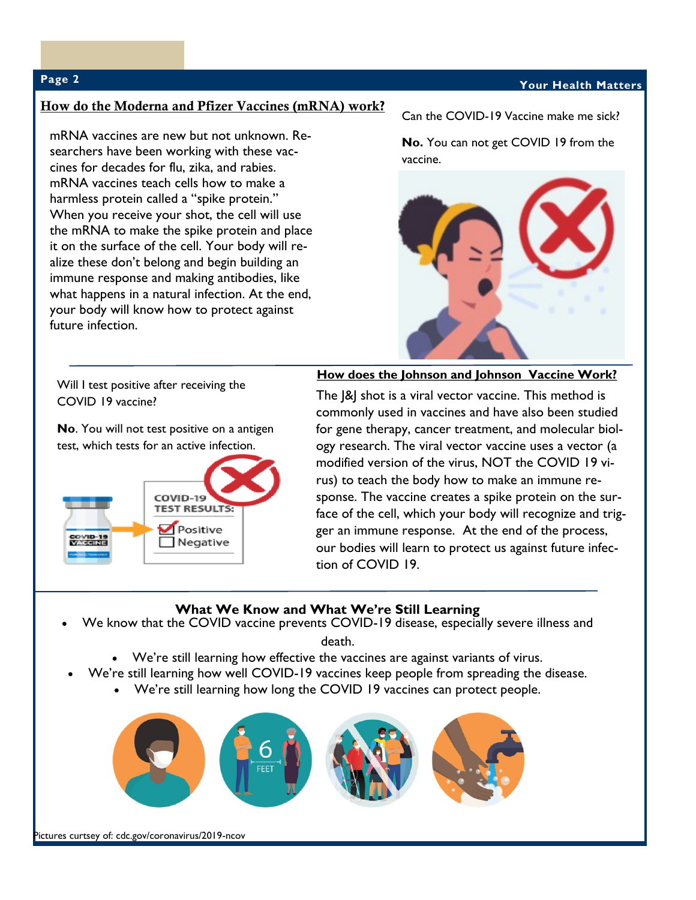## How do the Moderna and Pfizer Vaccines (mRNA) work?

mRNA vaccines are new but not unknown. Researchers have been working with these vaccines for decades for flu, zika, and rabies. mRNA vaccines teach cells how to make a harmless protein called a "spike protein." When you receive your shot, the cell will use the mRNA to make the spike protein and place it on the surface of the cell. Your body will realize these don't belong and begin building an immune response and making antibodies, like what happens in a natural infection. At the end, your body will know how to protect against future infection.

Can the COVID-19 Vaccine make me sick?

**No.** You can not get COVID 19 from the vaccine.

Will I test positive after receiving the COVID 19 vaccine?

**No**. You will not test positive on a antigen test, which tests for an active infection.

## How does the Johnson and Johnson Vaccine Work?

The J&J shot is a viral vector vaccine. This method is commonly used in vaccines and have also been studied for gene therapy, cancer treatment, and molecular biology research. The viral vector vaccine uses a vector (a modified version of the virus, NOT the COVID 19 virus) to teach the body how to make an immune response. The vaccine creates a spike protein on the surface of the cell, which your body will recognize and trigger an immune response. At the end of the process, our bodies will learn to protect us against future infection of COVID 19.

## What We Know and What We're Still Learning

- We know that the COVID vaccine prevents COVID-19 disease, especially severe illness and death.
- We're still learning how effective the vaccines are against variants of virus.
- We're still learning how well COVID-19 vaccines keep people from spreading the disease.
- We're still learning how long the COVID 19 vaccines can protect people.

Pictures curtsey of: cdc.gov/coronavirus/2019-ncov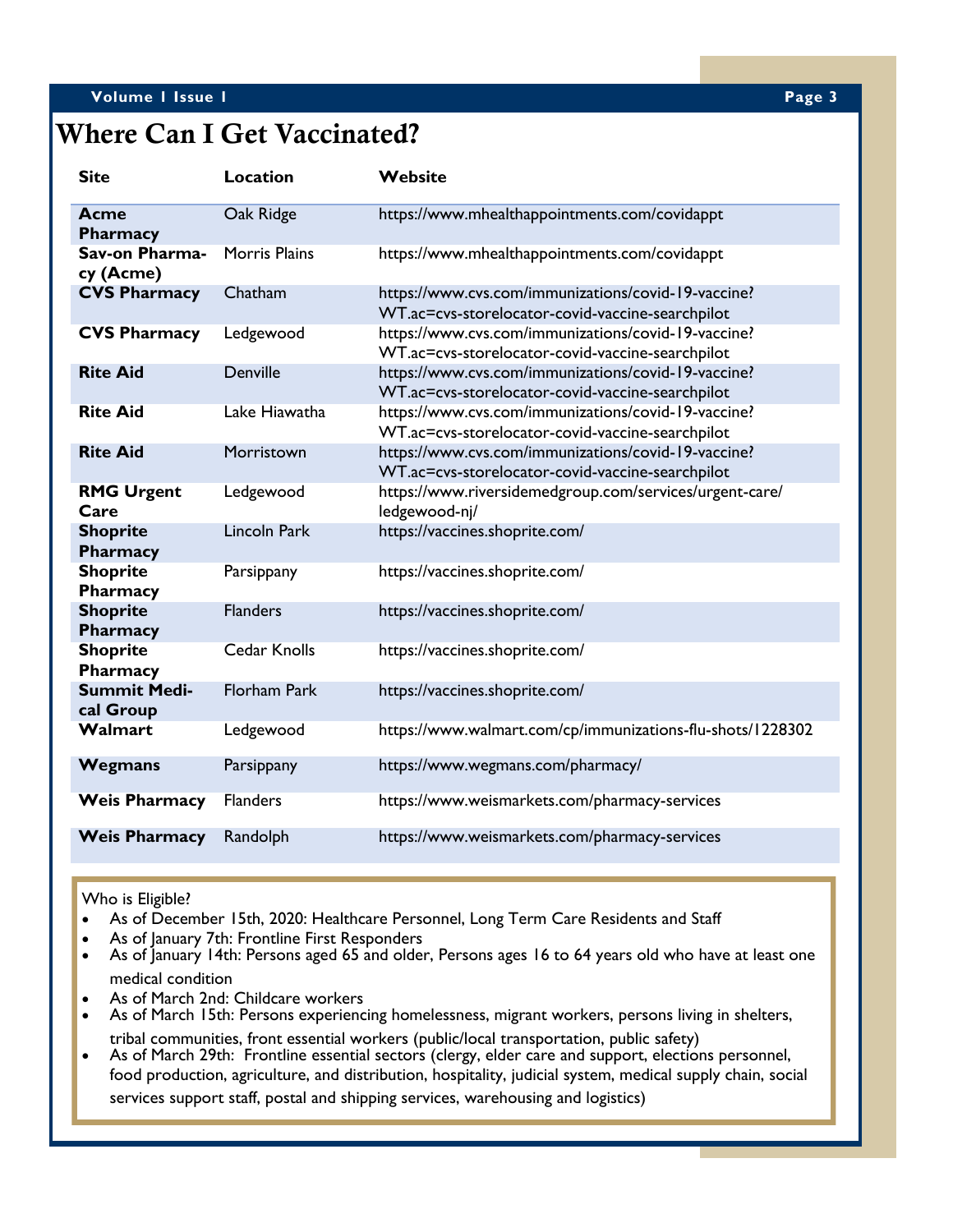# Where Can I Get Vaccinated?

| Site | Location | Website |
|---|---|---|
| **Acme Pharmacy** | Oak Ridge | https://www.mhealthappointments.com/covidappt |
| **Sav-on Pharmacy (Acme)** | Morris Plains | https://www.mhealthappointments.com/covidappt |
| **CVS Pharmacy** | Chatham | https://www.cvs.com/immunizations/covid-19-vaccine?WT.ac=cvs-storelocator-covid-vaccine-searchpilot |
| **CVS Pharmacy** | Ledgewood | https://www.cvs.com/immunizations/covid-19-vaccine?WT.ac=cvs-storelocator-covid-vaccine-searchpilot |
| **Rite Aid** | Denville | https://www.cvs.com/immunizations/covid-19-vaccine?WT.ac=cvs-storelocator-covid-vaccine-searchpilot |
| **Rite Aid** | Lake Hiawatha | https://www.cvs.com/immunizations/covid-19-vaccine?WT.ac=cvs-storelocator-covid-vaccine-searchpilot |
| **Rite Aid** | Morristown | https://www.cvs.com/immunizations/covid-19-vaccine?WT.ac=cvs-storelocator-covid-vaccine-searchpilot |
| **RMG Urgent Care** | Ledgewood | https://www.riversidemedgroup.com/services/urgent-care/ledgewood-nj/ |
| **Shoprite Pharmacy** | Lincoln Park | https://vaccines.shoprite.com/ |
| **Shoprite Pharmacy** | Parsippany | https://vaccines.shoprite.com/ |
| **Shoprite Pharmacy** | Flanders | https://vaccines.shoprite.com/ |
| **Shoprite Pharmacy** | Cedar Knolls | https://vaccines.shoprite.com/ |
| **Summit Medical Group** | Florham Park | https://vaccines.shoprite.com/ |
| **Walmart** | Ledgewood | https://www.walmart.com/cp/immunizations-flu-shots/1228302 |
| **Wegmans** | Parsippany | https://www.wegmans.com/pharmacy/ |
| **Weis Pharmacy** | Flanders | https://www.weismarkets.com/pharmacy-services |
| **Weis Pharmacy** | Randolph | https://www.weismarkets.com/pharmacy-services |

Who is Eligible?

- As of December 15th, 2020: Healthcare Personnel, Long Term Care Residents and Staff
- As of January 7th: Frontline First Responders
- As of January 14th: Persons aged 65 and older, Persons ages 16 to 64 years old who have at least one medical condition
- As of March 2nd: Childcare workers
- As of March 15th: Persons experiencing homelessness, migrant workers, persons living in shelters, tribal communities, front essential workers (public/local transportation, public safety)
- As of March 29th: Frontline essential sectors (clergy, elder care and support, elections personnel, food production, agriculture, and distribution, hospitality, judicial system, medical supply chain, social services support staff, postal and shipping services, warehousing and logistics)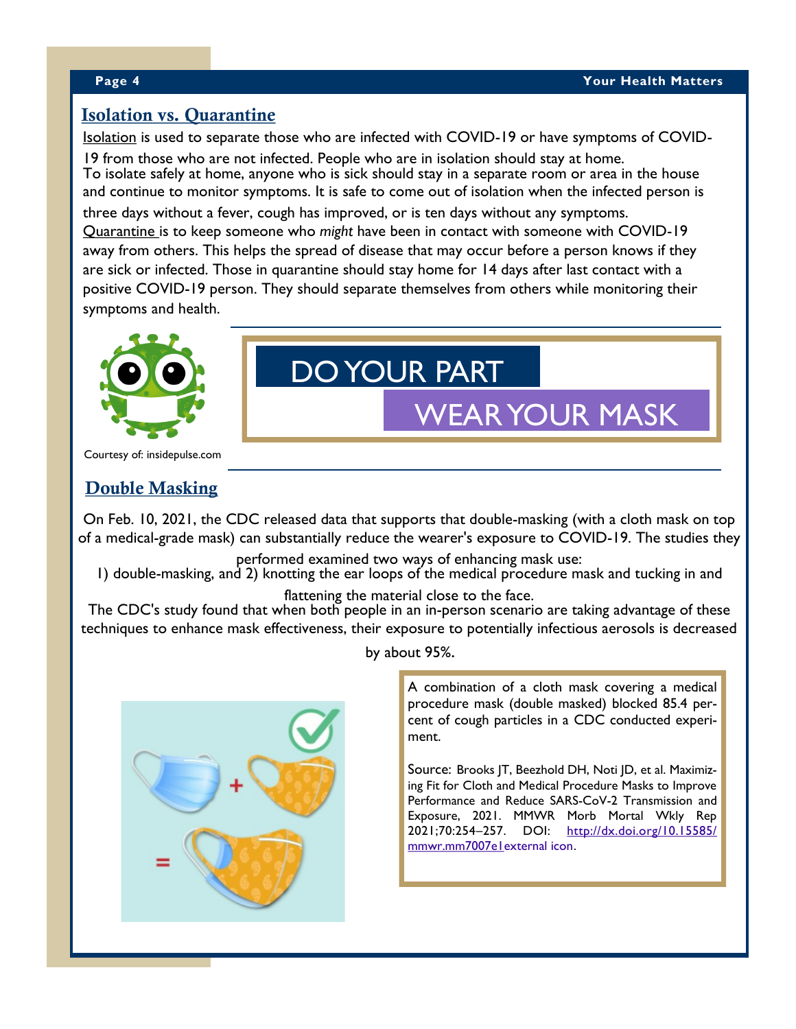## Isolation vs. Quarantine

Isolation is used to separate those who are infected with COVID-19 or have symptoms of COVID-19 from those who are not infected. People who are in isolation should stay at home. To isolate safely at home, anyone who is sick should stay in a separate room or area in the house and continue to monitor symptoms. It is safe to come out of isolation when the infected person is three days without a fever, cough has improved, or is ten days without any symptoms.

Quarantine is to keep someone who *might* have been in contact with someone with COVID-19 away from others. This helps the spread of disease that may occur before a person knows if they are sick or infected. Those in quarantine should stay home for 14 days after last contact with a positive COVID-19 person. They should separate themselves from others while monitoring their symptoms and health.

Courtesy of: insidepulse.com

**DO YOUR PART**

**WEAR YOUR MASK**

## Double Masking

On Feb. 10, 2021, the CDC released data that supports that double-masking (with a cloth mask on top of a medical-grade mask) can substantially reduce the wearer's exposure to COVID-19. The studies they performed examined two ways of enhancing mask use:

1) double-masking, and 2) knotting the ear loops of the medical procedure mask and tucking in and flattening the material close to the face.

The CDC's study found that when both people in an in-person scenario are taking advantage of these techniques to enhance mask effectiveness, their exposure to potentially infectious aerosols is decreased by about 95%.

A combination of a cloth mask covering a medical procedure mask (double masked) blocked 85.4 percent of cough particles in a CDC conducted experiment.

Source: Brooks JT, Beezhold DH, Noti JD, et al. Maximizing Fit for Cloth and Medical Procedure Masks to Improve Performance and Reduce SARS-CoV-2 Transmission and Exposure, 2021. MMWR Morb Mortal Wkly Rep 2021;70:254–257. DOI: http://dx.doi.org/10.15585/mmwr.mm7007e1external icon.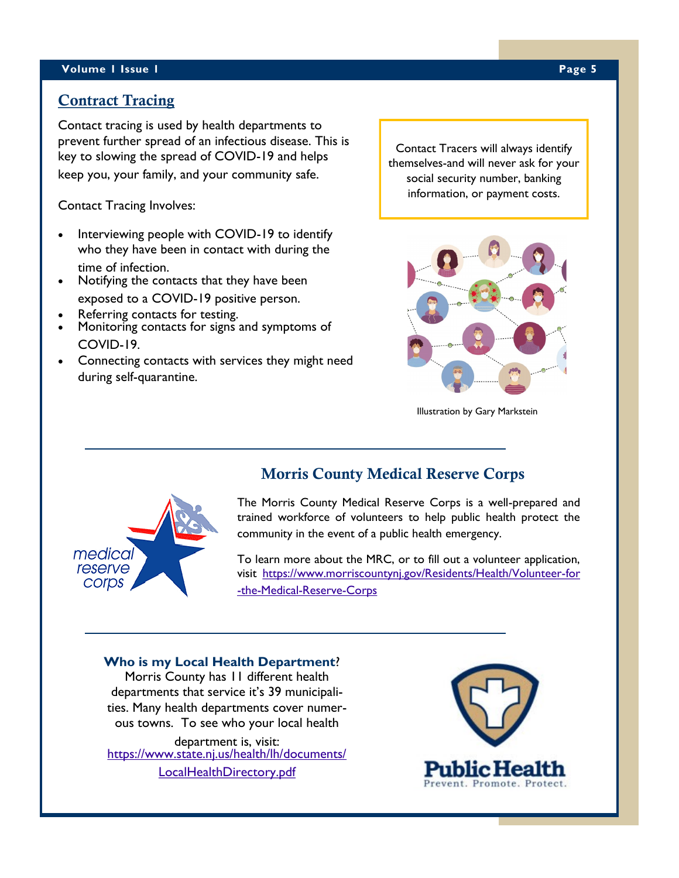## Contract Tracing

Contact tracing is used by health departments to prevent further spread of an infectious disease. This is key to slowing the spread of COVID-19 and helps keep you, your family, and your community safe.

Contact Tracing Involves:

- Interviewing people with COVID-19 to identify who they have been in contact with during the time of infection.
- Notifying the contacts that they have been exposed to a COVID-19 positive person.
- Referring contacts for testing.
- Monitoring contacts for signs and symptoms of COVID-19.
- Connecting contacts with services they might need during self-quarantine.

Contact Tracers will always identify themselves-and will never ask for your social security number, banking information, or payment costs.

Illustration by Gary Markstein

## Morris County Medical Reserve Corps

The Morris County Medical Reserve Corps is a well-prepared and trained workforce of volunteers to help public health protect the community in the event of a public health emergency.

To learn more about the MRC, or to fill out a volunteer application, visit https://www.morriscountynj.gov/Residents/Health/Volunteer-for-the-Medical-Reserve-Corps

**Who is my Local Health Department**?

Morris County has 11 different health departments that service it's 39 municipalities. Many health departments cover numerous towns. To see who your local health department is, visit: https://www.state.nj.us/health/lh/documents/LocalHealthDirectory.pdf

Public Health
Prevent. Promote. Protect.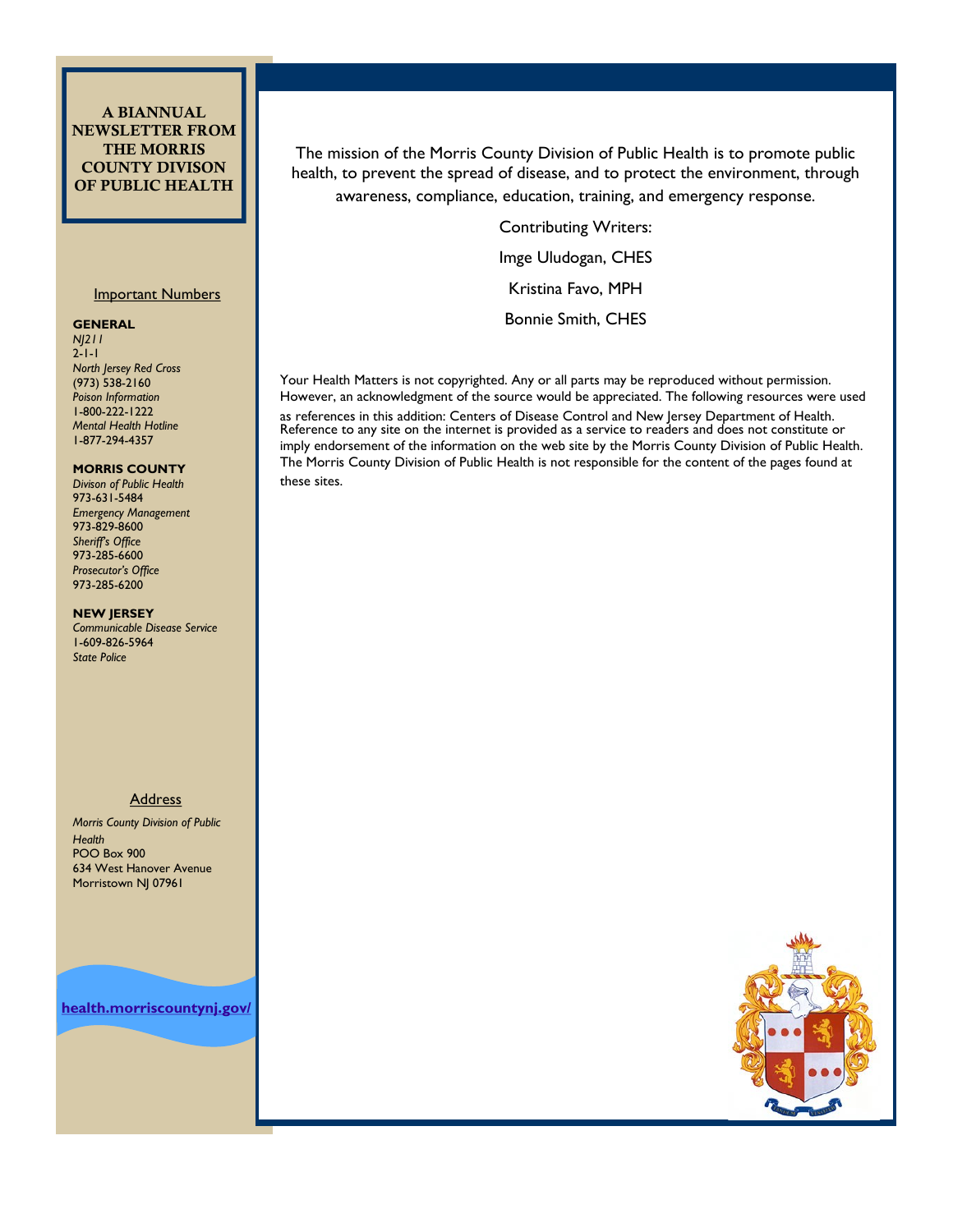**A BIANNUAL NEWSLETTER FROM THE MORRIS COUNTY DIVISON OF PUBLIC HEALTH**

Important Numbers

**GENERAL**

*NJ211*
2-1-1
*North Jersey Red Cross*
(973) 538-2160
*Poison Information*
1-800-222-1222
*Mental Health Hotline*
1-877-294-4357

**MORRIS COUNTY**

*Divison of Public Health*
973-631-5484
*Emergency Management*
973-829-8600
*Sheriff's Office*
973-285-6600
*Prosecutor's Office*
973-285-6200

**NEW JERSEY**

*Communicable Disease Service*
1-609-826-5964
*State Police*

Address

*Morris County Division of Public Health*
POO Box 900
634 West Hanover Avenue
Morristown NJ 07961

**health.morriscountynj.gov/**

The mission of the Morris County Division of Public Health is to promote public health, to prevent the spread of disease, and to protect the environment, through awareness, compliance, education, training, and emergency response.

Contributing Writers:

Imge Uludogan, CHES

Kristina Favo, MPH

Bonnie Smith, CHES

Your Health Matters is not copyrighted. Any or all parts may be reproduced without permission. However, an acknowledgment of the source would be appreciated. The following resources were used as references in this addition: Centers of Disease Control and New Jersey Department of Health. Reference to any site on the internet is provided as a service to readers and does not constitute or imply endorsement of the information on the web site by the Morris County Division of Public Health. The Morris County Division of Public Health is not responsible for the content of the pages found at these sites.